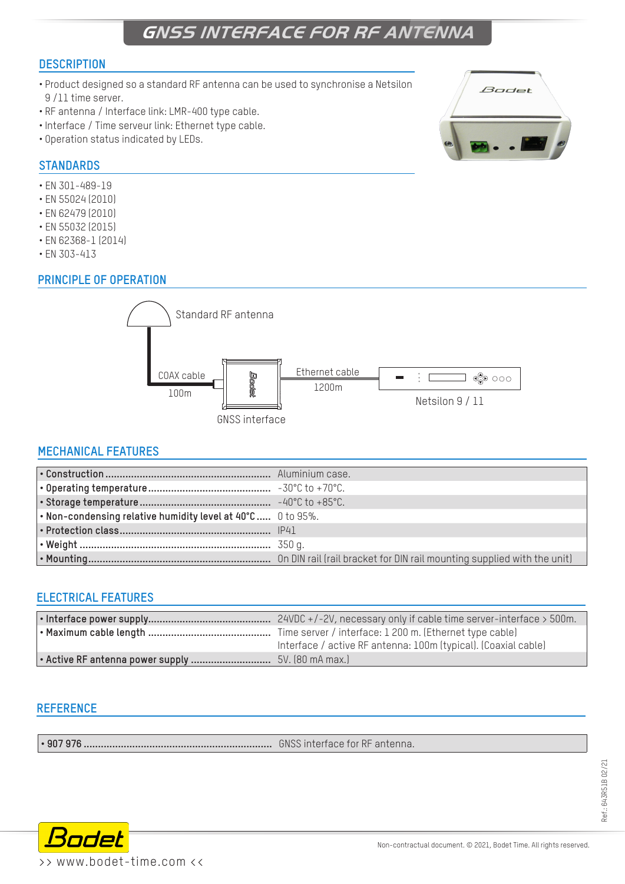# GNSS INTERFACE FOR RF ANTENNA

## DESCRIPTION

- Product designed so a standard RF antenna can be used to synchronise a Netsilon 9 /11 time server.
- RF antenna / Interface link: LMR-400 type cable.
- Interface / Time serveur link: Ethernet type cable.
- Operation status indicated by LEDs.

## STANDARDS

- EN 301-489-19
- EN 55024 (2010)
- EN 62479 (2010)
- EN 55032 (2015)
- EN 62368-1 (2014)
- EN 303-413

## PRINCIPLE OF OPERATION

Standard RF antenna

COAX cable 100m

GNSS interface

Ethernet cable 1200m

Netsilon 9 / 11

## MECHANICAL FEATURES

| | |
|---|---|
| • **Construction** | Aluminium case. |
| • **Operating temperature** | -30°C to +70°C. |
| • **Storage temperature** | -40°C to +85°C. |
| • **Non-condensing relative humidity level at 40°C** | 0 to 95%. |
| • **Protection class** | IP41 |
| • **Weight** | 350 g. |
| • **Mounting** | On DIN rail (rail bracket for DIN rail mounting supplied with the unit) |

## ELECTRICAL FEATURES

| | |
|---|---|
| • **Interface power supply** | 24VDC +/-2V, necessary only if cable time server-interface > 500m. |
| • **Maximum cable length** | Time server / interface: 1 200 m. (Ethernet type cable)<br>Interface / active RF antenna: 100m (typical). (Coaxial cable) |
| • **Active RF antenna power supply** | 5V. (80 mA max.) |

## REFERENCE

| | |
|---|---|
| • **907 976** | GNSS interface for RF antenna. |

Ref.: 643R51B 02/21

Non-contractual document. © 2021, Bodet Time. All rights reserved.

>> www.bodet-time.com <<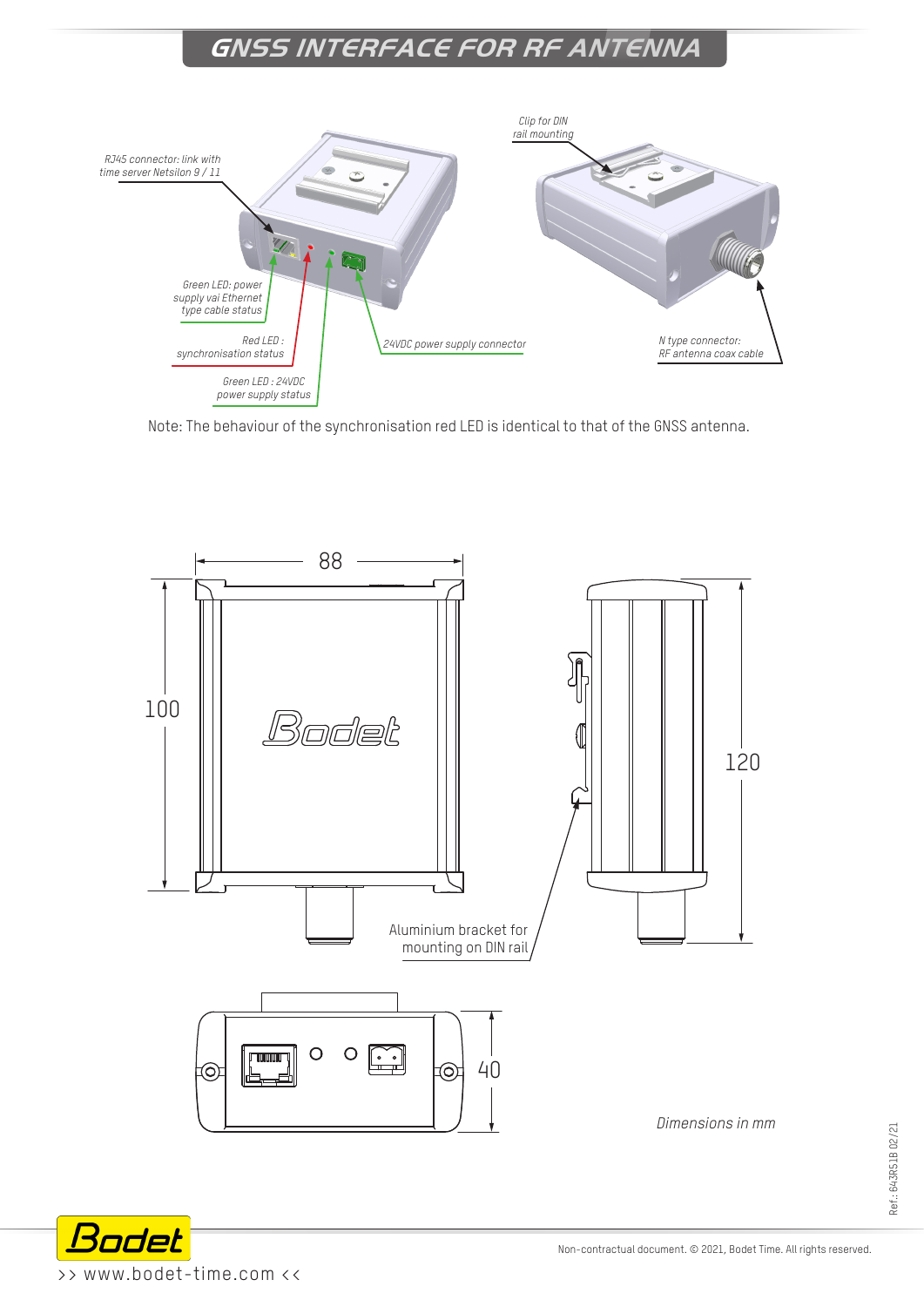# GNSS INTERFACE FOR RF ANTENNA

RJ45 connector: link with time server Netsilon 9 / 11

Clip for DIN rail mounting

Green LED: power supply vai Ethernet type cable status

Red LED : synchronisation status

24VDC power supply connector

N type connector: RF antenna coax cable

Green LED : 24VDC power supply status

Note: The behaviour of the synchronisation red LED is identical to that of the GNSS antenna.

88

100

120

Aluminium bracket for mounting on DIN rail

40

*Dimensions in mm*

Ref.: 643R51B 02/21

Non-contractual document. © 2021, Bodet Time. All rights reserved.

>> www.bodet-time.com <<